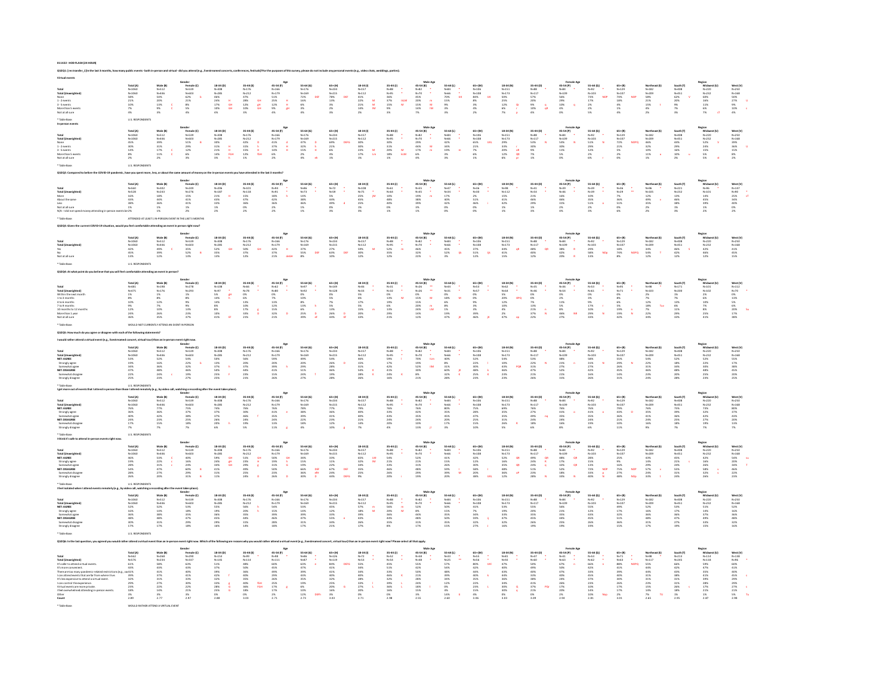011422 - HOD FLASH (24 HOUR)

QS2Q1: In the last 3 months, how many public events - both in-person and virtual - did you attend (e.g., livestreamed concerts, conferences, festivals)? For the purposes of this survey, please do not include any personal events (e.g., video chats, weddings, parties).

**Virtual events**

| | Total (A) | Male (B) | Female (C) |
|---|---|---|---|
| Total | N=1060 | N=512 | N=539 |
| Total (Unweighted) | N=1060 | N=446 | N=603 |
| None | 58% | 54% | 62% |
| 1 - 2 events | 21% | 20% | 21% |
| 3 - 5 events | 10% | 13% | 8% |
| More than 5 events | 7% | 9% | 5% |
| Not at all sure | 4% | 3% | 4% |

\* Table Base: U.S. RESPONDENTS

**In-person events**

| | Total (A) | Male (B) | Female (C) |
|---|---|---|---|
| Total | N=1060 | N=512 | N=539 |
| Total (Unweighted) | N=1060 | N=446 | N=603 |
| None | 45% | 39% | 51% |
| 1 - 2 events | 30% | 31% | 29% |
| 3 - 5 events | 14% | 17% | 12% |
| More than 5 events | 8% | 11% | 6% |
| Not at all sure | 2% | 2% | 3% |

\* Table Base: U.S. RESPONDENTS

QS2Q2: Compared to before the COVID-19 pandemic, have you spent more, less, or about the same amount of money on the in-person events you have attended in the last 3 months?

| | Total (A) | Male (B) | Female (C) |
|---|---|---|---|
| Total | N=560 | N=302 | N=249 |
| Total (Unweighted) | N=528 | N=243 | N=276 |
| More | 16% | 18% | 15% |
| About the same | 43% | 46% | 41% |
| Less | 38% | 36% | 41% |
| Not at all sure | 1% | 1% | 1% |
| N/A - I did not spend money attending in-person events before | 2% | 2% | 2% |

\* Table Base: ATTENDED AT LEAST 1 IN-PERSON EVENT IN THE LAST 3 MONTHS

QS2Q3: Given the current COVID-19 situation, would you feel comfortable attending an event in person right now?

| | Total (A) | Male (B) | Female (C) |
|---|---|---|---|
| Total | N=1060 | N=512 | N=539 |
| Total (Unweighted) | N=1060 | N=446 | N=603 |
| Yes | 42% | 49% | 35% |
| No | 45% | 39% | 52% |
| Not at all sure | 13% | 12% | 13% |

\* Table Base: U.S. RESPONDENTS

QS2Q4: At what point do you believe that you will feel comfortable attending an event in person?

| | Total (A) | Male (B) | Female (C) |
|---|---|---|---|
| Total | N=481 | N=198 | N=278 |
| Total (Unweighted) | N=475 | N=176 | N=293 |
| Within the next month | 1% | 1% | 1% |
| 1 to 3 months | 8% | 8% | 8% |
| 4 to 6 months | 10% | 12% | 9% |
| 7 to 9 months | 9% | 7% | 9% |
| 10 months to 12 months | 12% | 10% | 13% |
| More than 1 year | 24% | 26% | 23% |
| Not at all sure | 36% | 35% | 37% |

\* Table Base: WOULD NOT CURRENTLY ATTEND AN EVENT IN PERSON

QS2Q5: How much do you agree or disagree with each of the following statements?

**I would rather attend a virtual event (e.g., livestreamed concert, virtual tour) than an in-person event right now.**

| | Total (A) | Male (B) | Female (C) |
|---|---|---|---|
| Total | N=1060 | N=512 | N=539 |
| Total (Unweighted) | N=1060 | N=446 | N=603 |
| NET: AGREE | 53% | 53% | 54% |
| Strongly agree | 19% | 16% | 22% |
| Somewhat agree | 34% | 36% | 32% |
| NET: DISAGREE | 47% | 48% | 46% |
| Somewhat disagree | 22% | 24% | 19% |
| Strongly disagree | 25% | 23% | 27% |

\* Table Base: U.S. RESPONDENTS

**I get more out of events that I attend in person than those I attend remotely (e.g., by video call, watching a recording after the event takes place).**

| | Total (A) | Male (B) | Female (C) |
|---|---|---|---|
| Total | N=1060 | N=512 | N=539 |
| Total (Unweighted) | N=1060 | N=446 | N=603 |
| NET: AGREE | 76% | 77% | 75% |
| Strongly agree | 36% | 36% | 37% |
| Somewhat agree | 40% | 42% | 38% |
| NET: DISAGREE | 24% | 23% | 25% |
| Somewhat disagree | 17% | 15% | 18% |
| Strongly disagree | 7% | 7% | 7% |

\* Table Base: U.S. RESPONDENTS

**I think it's safe to attend in-person events right now.**

| | Total (A) | Male (B) | Female (C) |
|---|---|---|---|
| Total | N=1060 | N=512 | N=539 |
| Total (Unweighted) | N=1060 | N=446 | N=603 |
| NET: AGREE | 46% | 53% | 40% |
| Strongly agree | 19% | 22% | 16% |
| Somewhat agree | 28% | 31% | 24% |
| NET: DISAGREE | 54% | 47% | 60% |
| Somewhat disagree | 28% | 27% | 29% |
| Strongly disagree | 26% | 20% | 31% |

\* Table Base: U.S. RESPONDENTS

**I feel isolated when I attend events remotely (e.g., by video call, watching a recording after the event takes place).**

| | Total (A) | Male (B) | Female (C) |
|---|---|---|---|
| Total | N=1060 | N=512 | N=539 |
| Total (Unweighted) | N=1060 | N=446 | N=603 |
| NET: AGREE | 52% | 52% | 53% |
| Strongly agree | 16% | 14% | 18% |
| Somewhat agree | 36% | 38% | 35% |
| NET: DISAGREE | 48% | 48% | 47% |
| Somewhat disagree | 30% | 31% | 29% |
| Strongly disagree | 17% | 17% | 18% |

\* Table Base: U.S. RESPONDENTS

QS2Q6: In the last question, you agreed you would rather attend a virtual event than an in-person event right now. Which of the following are reasons why you would rather attend a virtual event (e.g., livestreamed concert, virtual tour) than an in-person event right now? Please select all that apply.

| | Total (A) | Male (B) | Female (C) |
|---|---|---|---|
| Total | N=562 | N=268 | N=290 |
| Total (Unweighted) | N=576 | N=229 | N=337 |
| It's safer to attend virtual events. | 61% | 60% | 62% |
| It's more convenient. | 43% | 43% | 43% |
| There are too many pandemic-related restrictions (e.g., vaccine requirements) | 41% | 41% | 40% |
| I can attend events that are far from where I live. | 39% | 37% | 41% |
| It's less expensive to attend a virtual event. | 32% | 31% | 33% |
| I can control the experience. | 29% | 27% | 30% |
| Virtual events are more private. | 23% | 22% | 22% |
| I feel overwhelmed attending in-person events. | 16% | 14% | 21% |
| Other | 3% | 3% | 3% |
| Count | 2.89 | 2.77 | 2.97 |

\* Table Base: WOULD RATHER ATTEND A VIRTUAL EVENT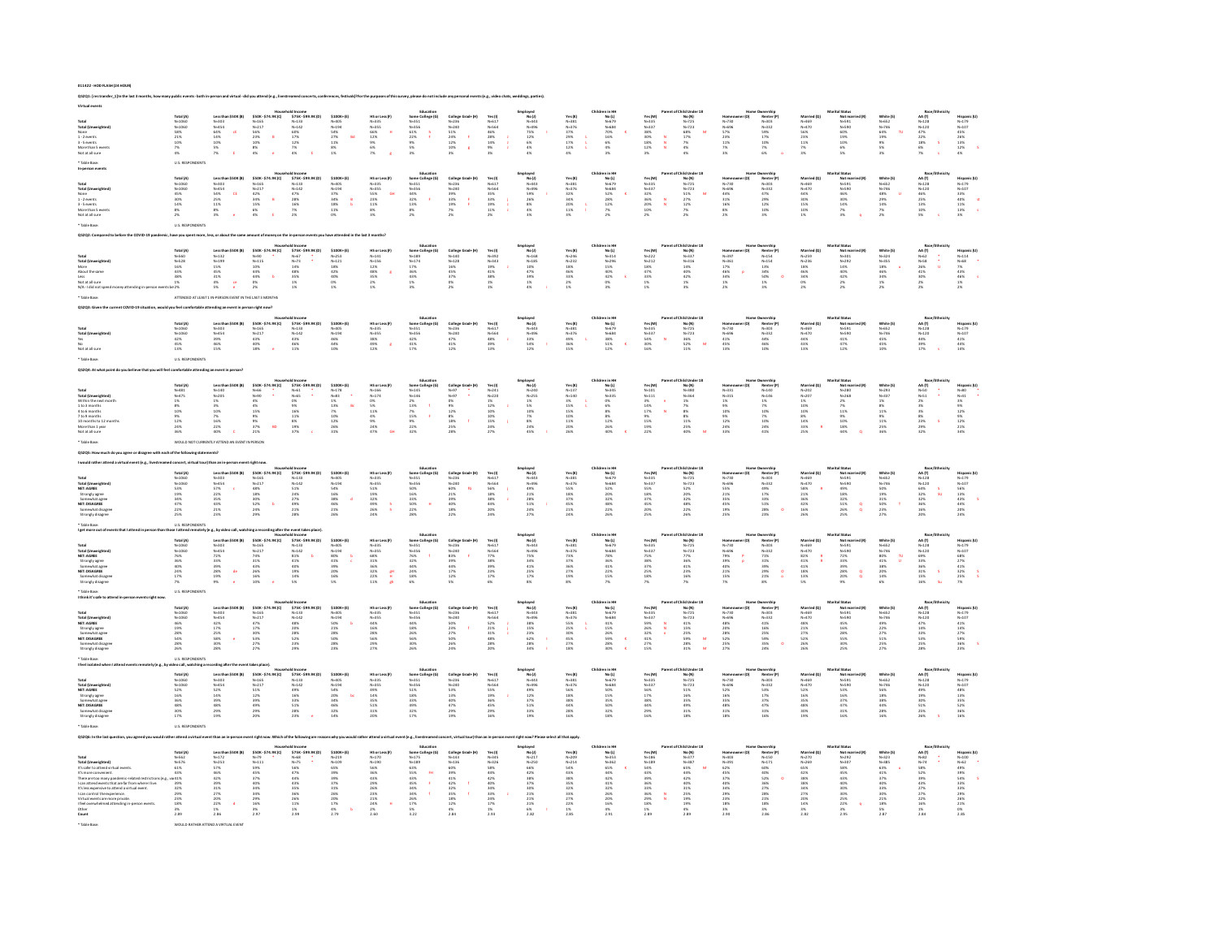011422 - HOD FLASH (24 HOUR)

QSCQ1: In the last 3 months, how many public events - both in-person and virtual - did you attend (e.g., livestreamed concerts, conferences, festivals)? For the purposes of this survey, please do not include any personal events (e.g., video chats, weddings, parties).

Virtual events

* Table Base: U.S. RESPONDENTS

In-person events

* Table Base: U.S. RESPONDENTS

QSCQ2: Compared to before the COVID-19 pandemic, have you spent more, less, or about the same amount of money on the in-person events you have attended in the last 3 months?

* Table Base: ATTENDED AT LEAST 1 IN-PERSON EVENT IN THE LAST 3 MONTHS

QSCQ3: Given the current COVID-19 situation, would you feel comfortable attending an event in person right now?

* Table Base: U.S. RESPONDENTS

QSCQ4: At what point do you believe that you will feel comfortable attending an event in person?

* Table Base: WOULD NOT CURRENTLY ATTEND AN EVENT IN PERSON

QSCQ5: How much do you agree or disagree with each of the following statements?

I would rather attend a virtual event (e.g., livestreamed concert, virtual tour) than an in-person event right now.

* Table Base: U.S. RESPONDENTS

I get more out of events that I attend in person than those I attend remotely (e.g., by video call, watching a recording after the event takes place).

* Table Base: U.S. RESPONDENTS

I think it's safe to attend in-person events right now.

* Table Base: U.S. RESPONDENTS

I feel isolated when I attend events remotely (e.g., by video call, watching a recording after the event takes place).

* Table Base: U.S. RESPONDENTS

QSCQ6: In the last question, you agreed you would rather attend a virtual event than an in-person event right now. Which of the following are reasons why you would rather attend a virtual event (e.g., livestreamed concert, virtual tour) than an in-person event right now? Please select all that apply.

* Table Base: WOULD RATHER ATTEND A VIRTUAL EVENT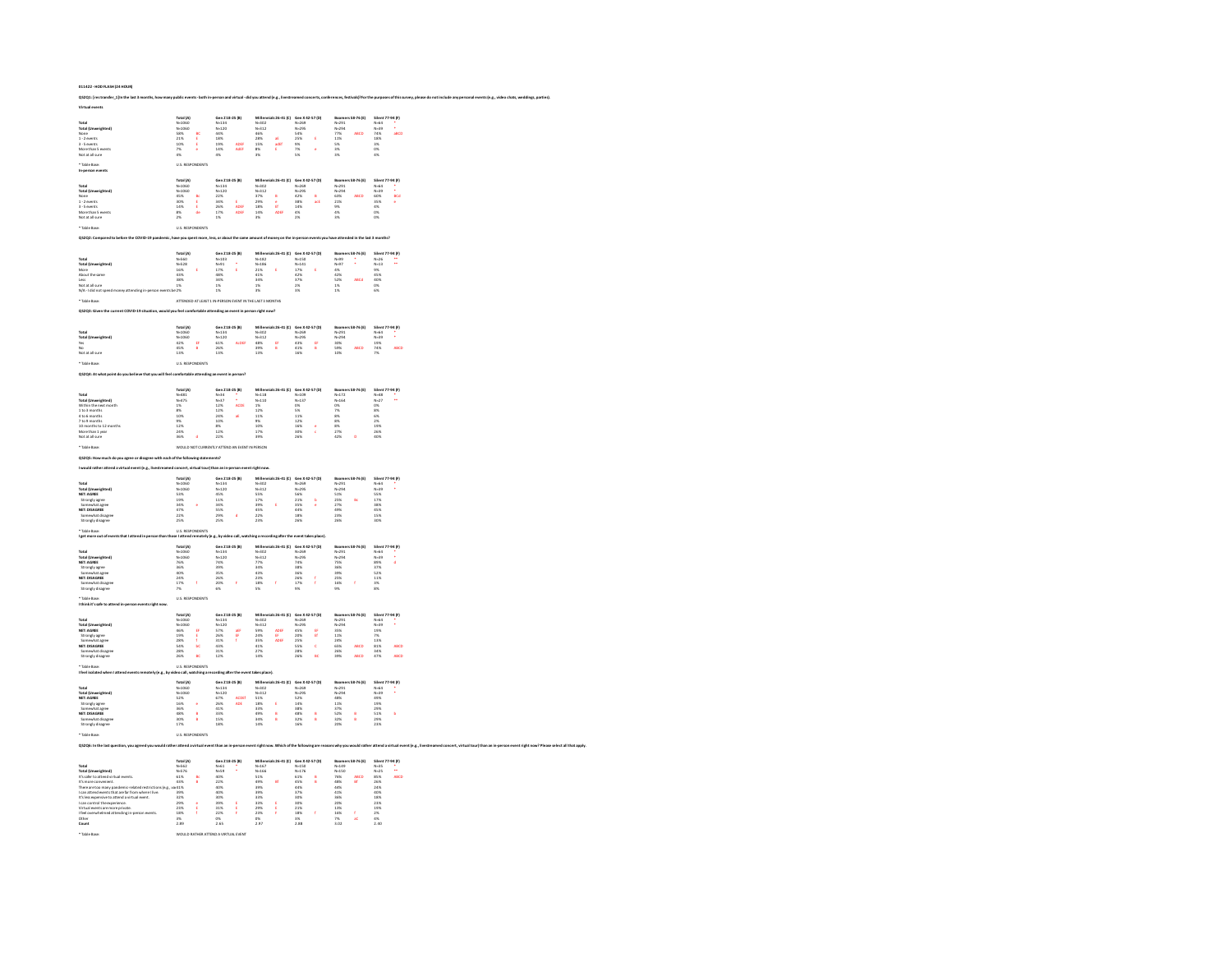011422 - HOD FLASH (24 HOUR)

Q3ZQ1: [res transfer_1] In the last 3 months, how many public events - both in-person and virtual - did you attend (e.g., livestreamed concerts, conferences, festivals)? For the purposes of this survey, please do not include any personal events (e.g., video chats, weddings, parties).

**Virtual events**

| | Total (A) | | Gen Z 18-25 (B) | | Millennials 26-41 (C) | | Gen X 42-57 (D) | | Boomers 58-76 (E) | | Silent 77-94 (F) | |
|---|---|---|---|---|---|---|---|---|---|---|---|---|
| Total | N=2060 | | N=134 | | N=302 | | N=269 | | N=291 | | N=64 | * |
| Total (Unweighted) | N=2060 | | N=120 | | N=312 | | N=295 | | N=294 | | N=49 | * |
| None | 58% | BC | 36% | | 46% | | 58% | | 77% | ABCD | 74% | aBCD |
| 1 - 2 events | 21% | E | 18% | | 28% | aE | 25% | E | 12% | | 18% | |
| 3 - 5 events | 10% | E | 19% | ADEF | 15% | adEf | 9% | | 5% | | 3% | |
| More than 5 events | 7% | e | 13% | AdEF | 8% | E | 7% | e | 3% | | 0% | |
| Not at all sure | 4% | | 4% | | 3% | | 5% | | 3% | | 4% | |

* Table Base: U.S. RESPONDENTS

**In-person events**

| | Total (A) | | Gen Z 18-25 (B) | | Millennials 26-41 (C) | | Gen X 42-57 (D) | | Boomers 58-76 (E) | | Silent 77-94 (F) | |
|---|---|---|---|---|---|---|---|---|---|---|---|---|
| Total | N=2060 | | N=134 | | N=302 | | N=269 | | N=291 | | N=64 | * |
| Total (Unweighted) | N=2060 | | N=120 | | N=312 | | N=295 | | N=294 | | N=49 | * |
| None | 45% | Bc | 22% | | 37% | B | 42% | B | 63% | ABCD | 60% | BCd |
| 1 - 2 events | 30% | E | 34% | E | 29% | e | 38% | acE | 21% | | 35% | e |
| 3 - 5 events | 14% | E | 26% | ADEF | 18% | EF | 13% | | 9% | | 4% | |
| More than 5 events | 8% | de | 17% | ADEF | 14% | ADEF | 4% | | 4% | | 0% | |
| Not at all sure | 2% | | 1% | | 3% | | 2% | | 3% | | 0% | |

* Table Base: U.S. RESPONDENTS

Q3ZQ2: Compared to before the COVID-19 pandemic, have you spent more, less, or about the same amount of money on the in-person events you have attended in the last 3 months?

| | Total (A) | | Gen Z 18-25 (B) | | Millennials 26-41 (C) | | Gen X 42-57 (D) | | Boomers 58-76 (E) | | Silent 77-94 (F) | |
|---|---|---|---|---|---|---|---|---|---|---|---|---|
| Total | N=560 | | N=104 | | N=182 | | N=150 | | N=99 | * | N=26 | ** |
| Total (Unweighted) | N=628 | | N=91 | * | N=186 | | N=161 | | N=97 | * | N=13 | ** |
| More | 16% | E | 17% | E | 21% | E | 17% | E | 4% | | 9% | |
| About the same | 43% | | 48% | | 41% | | 42% | | 43% | | 45% | |
| Less | 38% | | 34% | | 33% | | 37% | | 52% | ABCd | 40% | |
| Not at all sure | 1% | | 1% | | 1% | | 2% | | 1% | | 0% | |
| N/A - I did not spend money attending in-person events in the last 3 months | 2% | | 1% | | 3% | | 3% | | 1% | | 6% | |

* Table Base: ATTENDED AT LEAST 1 IN-PERSON EVENT IN THE LAST 3 MONTHS

Q3ZQ3: Given the current COVID-19 situation, would you feel comfortable attending an event in person right now?

| | Total (A) | | Gen Z 18-25 (B) | | Millennials 26-41 (C) | | Gen X 42-57 (D) | | Boomers 58-76 (E) | | Silent 77-94 (F) | |
|---|---|---|---|---|---|---|---|---|---|---|---|---|
| Total | N=2060 | | N=134 | | N=302 | | N=269 | | N=291 | | N=64 | * |
| Total (Unweighted) | N=2060 | | N=120 | | N=312 | | N=295 | | N=294 | | N=49 | * |
| Yes | 42% | EF | 61% | ACDEF | 48% | EF | 43% | EF | 30% | | 19% | |
| No | 45% | B | 26% | | 39% | B | 41% | B | 59% | ABCD | 74% | ABCD |
| Not at all sure | 13% | | 13% | | 13% | | 16% | | 10% | | 7% | |

* Table Base: U.S. RESPONDENTS

Q3ZQ4: At what point do you believe that you will feel comfortable attending an event in person?

| | Total (A) | | Gen Z 18-25 (B) | | Millennials 26-41 (C) | | Gen X 42-57 (D) | | Boomers 58-76 (E) | | Silent 77-94 (F) | |
|---|---|---|---|---|---|---|---|---|---|---|---|---|
| Total | N=681 | | N=34 | * | N=118 | | N=109 | | N=172 | | N=48 | * |
| Total (Unweighted) | N=675 | | N=37 | * | N=118 | | N=137 | | N=164 | | N=27 | ** |
| Within the next month | 1% | | 12% | ACDE | 1% | | 0% | | 0% | | 0% | |
| 1 to 3 months | 8% | | 12% | | 12% | | 5% | | 7% | | 3% | |
| 4 to 6 months | 10% | | 24% | aE | 11% | | 11% | | 8% | | 6% | |
| 7 to 9 months | 9% | | 10% | | 9% | | 12% | | 8% | | 2% | |
| 10 months to 12 months | 12% | | 8% | | 10% | | 16% | e | 8% | | 19% | |
| More than 1 year | 24% | | 12% | | 17% | | 30% | c | 27% | | 26% | |
| Not at all sure | 36% | d | 22% | | 39% | | 26% | | 42% | D | 44% | |

* Table Base: WOULD NOT CURRENTLY ATTEND AN EVENT IN PERSON

Q3ZQ5: How much do you agree or disagree with each of the following statements?

**I would rather attend a virtual event (e.g., livestreamed concert, virtual tour) than an in-person event right now.**

| | Total (A) | | Gen Z 18-25 (B) | | Millennials 26-41 (C) | | Gen X 42-57 (D) | | Boomers 58-76 (E) | | Silent 77-94 (F) | |
|---|---|---|---|---|---|---|---|---|---|---|---|---|
| Total | N=2060 | | N=134 | | N=302 | | N=269 | | N=291 | | N=64 | * |
| Total (Unweighted) | N=2060 | | N=120 | | N=312 | | N=295 | | N=294 | | N=49 | * |
| NET: AGREE | 53% | | 45% | | 55% | | 56% | | 51% | | 55% | |
| Strongly agree | 19% | | 11% | | 17% | | 21% | b | 25% | Bc | 17% | |
| Somewhat agree | 34% | e | 34% | | 39% | E | 35% | e | 27% | | 38% | |
| NET: DISAGREE | 47% | | 55% | | 45% | | 44% | | 49% | | 45% | |
| Somewhat disagree | 22% | | 29% | d | 22% | | 18% | | 23% | | 15% | |
| Strongly disagree | 25% | | 25% | | 23% | | 26% | | 26% | | 30% | |

* Table Base: U.S. RESPONDENTS

**I get more out of events that I attend in person than those I attend remotely (e.g., by video call, watching a recording after the event takes place).**

| | Total (A) | | Gen Z 18-25 (B) | | Millennials 26-41 (C) | | Gen X 42-57 (D) | | Boomers 58-76 (E) | | Silent 77-94 (F) | |
|---|---|---|---|---|---|---|---|---|---|---|---|---|
| Total | N=2060 | | N=134 | | N=302 | | N=269 | | N=291 | | N=64 | * |
| Total (Unweighted) | N=2060 | | N=120 | | N=312 | | N=295 | | N=294 | | N=49 | * |
| NET: AGREE | 76% | | 74% | | 77% | | 74% | | 75% | | 89% | d |
| Strongly agree | 36% | | 39% | | 33% | | 38% | | 36% | | 37% | |
| Somewhat agree | 40% | | 35% | | 43% | | 36% | | 39% | | 52% | |
| NET: DISAGREE | 24% | | 26% | | 23% | | 26% | f | 25% | | 11% | |
| Somewhat disagree | 17% | f | 20% | f | 18% | f | 17% | f | 16% | f | 5% | |
| Strongly disagree | 7% | | 6% | | 5% | | 9% | | 9% | | 8% | |

* Table Base: U.S. RESPONDENTS

**I think it's safe to attend in-person events right now.**

| | Total (A) | | Gen Z 18-25 (B) | | Millennials 26-41 (C) | | Gen X 42-57 (D) | | Boomers 58-76 (E) | | Silent 77-94 (F) | |
|---|---|---|---|---|---|---|---|---|---|---|---|---|
| Total | N=2060 | | N=134 | | N=302 | | N=269 | | N=291 | | N=64 | * |
| Total (Unweighted) | N=2060 | | N=120 | | N=312 | | N=295 | | N=294 | | N=49 | * |
| NET: AGREE | 46% | EF | 57% | aEF | 59% | ADEF | 45% | EF | 35% | | 19% | |
| Strongly agree | 19% | E | 26% | EF | 24% | EF | 20% | EF | 11% | | 7% | |
| Somewhat agree | 28% | f | 31% | f | 35% | ADEF | 25% | | 24% | | 13% | |
| NET: DISAGREE | 54% | bC | 43% | | 41% | | 55% | C | 65% | ABCD | 81% | ABCD |
| Somewhat disagree | 28% | | 31% | | 27% | | 28% | | 26% | | 34% | |
| Strongly disagree | 26% | BC | 12% | | 14% | | 26% | BC | 39% | ABCD | 47% | ABCD |

* Table Base: U.S. RESPONDENTS

**I feel isolated when I attend events remotely (e.g., by video call, watching a recording after the event takes place).**

| | Total (A) | | Gen Z 18-25 (B) | | Millennials 26-41 (C) | | Gen X 42-57 (D) | | Boomers 58-76 (E) | | Silent 77-94 (F) | |
|---|---|---|---|---|---|---|---|---|---|---|---|---|
| Total | N=2060 | | N=134 | | N=302 | | N=269 | | N=291 | | N=64 | * |
| Total (Unweighted) | N=2060 | | N=120 | | N=312 | | N=295 | | N=294 | | N=49 | * |
| NET: AGREE | 52% | | 67% | ACDEF | 51% | | 52% | | 48% | | 49% | |
| Strongly agree | 16% | e | 26% | ADE | 18% | E | 14% | | 11% | | 19% | |
| Somewhat agree | 36% | | 31% | | 33% | | 38% | | 37% | | 29% | |
| NET: DISAGREE | 48% | B | 33% | | 49% | B | 48% | B | 52% | B | 51% | b |
| Somewhat disagree | 30% | B | 15% | | 34% | B | 32% | B | 32% | B | 29% | |
| Strongly disagree | 17% | | 18% | | 15% | | 16% | | 20% | | 23% | |

* Table Base: U.S. RESPONDENTS

Q3ZQ6: In the last question, you agreed you would rather attend a virtual event than an in-person event right now. Which of the following are reasons why you would rather attend a virtual event (e.g., livestreamed concert, virtual tour) than an in-person event right now? Please select all that apply.

| | Total (A) | | Gen Z 18-25 (B) | | Millennials 26-41 (C) | | Gen X 42-57 (D) | | Boomers 58-76 (E) | | Silent 77-94 (F) | |
|---|---|---|---|---|---|---|---|---|---|---|---|---|
| Total | N=562 | | N=61 | * | N=167 | | N=150 | | N=149 | | N=35 | ** |
| Total (Unweighted) | N=576 | | N=59 | * | N=166 | | N=176 | | N=150 | | N=25 | ** |
| It's safer to attend virtual events. | 61% | Bc | 40% | | 51% | | 61% | B | 76% | ABCD | 85% | ABCD |
| It's more convenient. | 43% | B | 22% | | 49% | B | 45% | B | 48% | BE | 26% | |
| There are too many pandemic-related restrictions (e.g., vaccination or testing requirements) at in-person events. | 41% | | 30% | | 39% | | 44% | | 44% | | 24% | |
| I can attend events that are far from where I live. | 39% | | 40% | | 39% | | 37% | | 41% | | 40% | |
| It's less expensive to attend a virtual event. | 32% | | 30% | | 33% | | 30% | | 36% | | 18% | |
| I can control the experience. | 29% | e | 39% | E | 32% | E | 30% | | 20% | | 23% | |
| Virtual events are more private. | 23% | E | 31% | E | 29% | E | 21% | | 13% | | 19% | |
| I feel overwhelmed attending in-person events. | 18% | f | 22% | f | 23% | F | 18% | f | 16% | f | 2% | |
| Other | 3% | | 0% | | 0% | | 3% | | 7% | aC | 4% | |
| Count | 2.89 | | 2.65 | | 2.97 | | 2.88 | | 3.02 | | 2.40 | |

* Table Base: WOULD RATHER ATTEND A VIRTUAL EVENT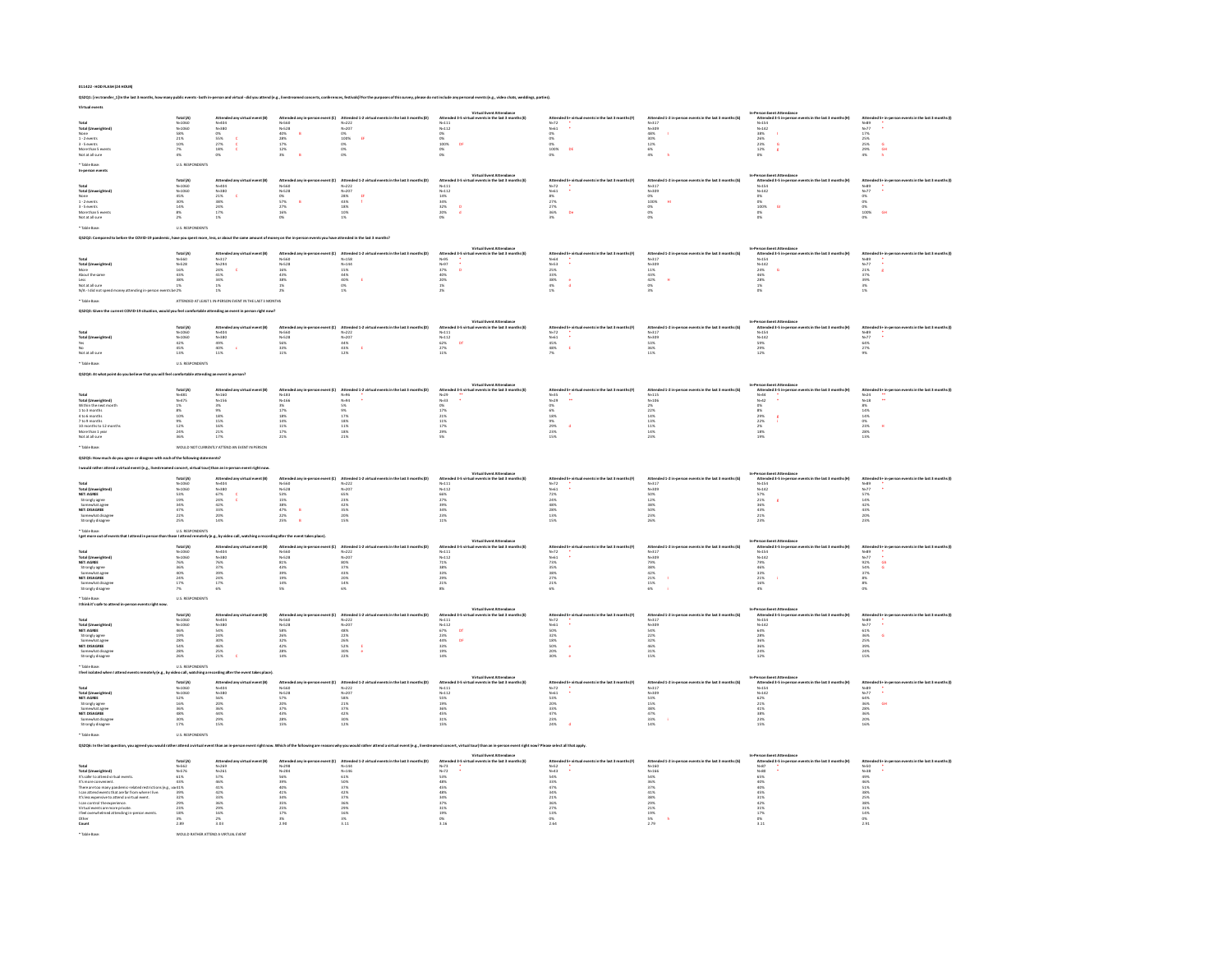011422 - HOD FLASH (24 HOUR)

**Q3Q1: [res transfer_1] In the last 3 months, how many public events - both in-person and virtual - did you attend (e.g., livestreamed concerts, conferences, festivals)? For the purposes of this survey, please do not include any personal events (e.g., video chats, weddings, parties).**

**Virtual events**

| | | | | | Virtual Event Attendance | | | In-Person Event Attendance | |
|---|---|---|---|---|---|---|---|---|---|
| | Total (A) | Attended any virtual event (B) | Attended any in-person event (C) | Attended 1-2 virtual events in the last 3 months (D) | Attended 3-5 virtual events in the last 3 months (E) | Attended 5+ virtual events in the last 3 months (F) | Attended 1-2 in-person events in the last 3 months (G) | Attended 3-5 in-person events in the last 3 months (H) | Attended 5+ in-person events in the last 3 months (I) |
| **Total** | N=2060 | N=403 | N=560 | N=222 | N=111 | N=72 * | N=317 | N=154 | N=89 * |
| **Total (Unweighted)** | N=2060 | N=380 | N=528 | N=207 | N=112 | N=61 * | N=309 | N=142 | N=77 * |
| None | 58% | 0% | 40% B | 0% | 0% | 0% | 48% I | 38% I | 17% |
| 1 - 2 events | 21% | 55% C | 28% | 100% EF | 0% | 0% | 30% | 26% | 25% |
| 3 - 5 events | 10% | 27% C | 17% | 0% | 100% DF | 0% | 12% | 23% G | 25% G |
| More than 5 events | 7% | 18% C | 12% | 0% | 0% | 100% DE | 6% | 12% g | 29% GH |
| Not at all sure | 4% | 0% | 3% B | 0% | 0% | 0% | 4% h | 0% | 4% h |

* Table Base: U.S. RESPONDENTS

**In-person events**

| | | | | | Virtual Event Attendance | | | In-Person Event Attendance | |
|---|---|---|---|---|---|---|---|---|---|
| | Total (A) | Attended any virtual event (B) | Attended any in-person event (C) | Attended 1-2 virtual events in the last 3 months (D) | Attended 3-5 virtual events in the last 3 months (E) | Attended 5+ virtual events in the last 3 months (F) | Attended 1-2 in-person events in the last 3 months (G) | Attended 3-5 in-person events in the last 3 months (H) | Attended 5+ in-person events in the last 3 months (I) |
| **Total** | N=2060 | N=403 | N=560 | N=222 | N=111 | N=72 * | N=317 | N=154 | N=89 * |
| **Total (Unweighted)** | N=2060 | N=380 | N=528 | N=207 | N=112 | N=61 * | N=309 | N=142 | N=77 * |
| None | 35% | 21% C | 0% | 28% EF | 13% | 8% | 0% | 0% | 0% |
| 1 - 2 events | 40% | 38% | 57% B | 43% f | 34% | 27% | 100% HI | 0% | 0% |
| 3 - 5 events | 14% | 24% | 27% B | 18% | 32% D | 27% | 0% | 100% GI | 0% |
| More than 5 events | 8% | 17% | 16% | 10% | 20% d | 36% De | 0% | 0% | 100% GH |
| Not at all sure | 2% | 1% | 0% | 1% | 0% | 3% | 0% | 0% | 0% |

* Table Base: U.S. RESPONDENTS

**Q3Q2: Compared to before the COVID-19 pandemic, have you spent more, less, or about the same amount of money on the in-person events you have attended in the last 3 months?**

| | | | | | Virtual Event Attendance | | | In-Person Event Attendance | |
|---|---|---|---|---|---|---|---|---|---|
| | Total (A) | Attended any virtual event (B) | Attended any in-person event (C) | Attended 1-2 virtual events in the last 3 months (D) | Attended 3-5 virtual events in the last 3 months (E) | Attended 5+ virtual events in the last 3 months (F) | Attended 1-2 in-person events in the last 3 months (G) | Attended 3-5 in-person events in the last 3 months (H) | Attended 5+ in-person events in the last 3 months (I) |
| **Total** | N=560 | N=317 | N=560 | N=158 | N=95 * | N=64 * | N=317 | N=154 | N=89 * |
| **Total (Unweighted)** | N=528 | N=293 | N=528 | N=150 | N=97 * | N=53 * | N=309 | N=142 | N=77 * |
| More | 16% | 24% C | 16% | 15% | 37% D | 25% | 11% | 24% G | 21% g |
| About the same | 43% | 41% | 43% | 44% | 40% | 33% | 43% | 46% | 37% |
| Less | 38% | 34% | 38% | 40% E | 20% | 38% e | 42% H | 28% | 39% |
| Not at all sure | 1% | 1% | 1% | 0% | 1% | 4% d | 0% | 1% | 3% |
| N/A - I did not spend money attending in-person events in the last 3 months | 2% | 1% | 2% | 1% | 2% | 1% | 3% | 0% | 1% |

* Table Base: ATTENDED AT LEAST 1 IN-PERSON EVENT IN THE LAST 3 MONTHS

**Q3Q3: Given the current COVID-19 situation, would you feel comfortable attending an event in person right now?**

| | | | | | Virtual Event Attendance | | | In-Person Event Attendance | |
|---|---|---|---|---|---|---|---|---|---|
| | Total (A) | Attended any virtual event (B) | Attended any in-person event (C) | Attended 1-2 virtual events in the last 3 months (D) | Attended 3-5 virtual events in the last 3 months (E) | Attended 5+ virtual events in the last 3 months (F) | Attended 1-2 in-person events in the last 3 months (G) | Attended 3-5 in-person events in the last 3 months (H) | Attended 5+ in-person events in the last 3 months (I) |
| **Total** | N=2060 | N=403 | N=560 | N=222 | N=111 | N=72 * | N=317 | N=154 | N=89 * |
| **Total (Unweighted)** | N=2060 | N=380 | N=528 | N=207 | N=112 | N=61 * | N=309 | N=142 | N=77 * |
| Yes | 42% | 49% | 56% | 44% | 62% DF | 45% | 53% | 59% | 64% |
| No | 45% | 40% c | 33% | 43% E | 27% | 48% E | 36% | 29% | 27% |
| Not at all sure | 13% | 11% | 11% | 13% | 11% | 7% | 11% | 12% | 9% |

* Table Base: U.S. RESPONDENTS

**Q3Q4: At what point do you believe that you will feel comfortable attending an event in person?**

| | | | | | Virtual Event Attendance | | | In-Person Event Attendance | |
|---|---|---|---|---|---|---|---|---|---|
| | Total (A) | Attended any virtual event (B) | Attended any in-person event (C) | Attended 1-2 virtual events in the last 3 months (D) | Attended 3-5 virtual events in the last 3 months (E) | Attended 5+ virtual events in the last 3 months (F) | Attended 1-2 in-person events in the last 3 months (G) | Attended 3-5 in-person events in the last 3 months (H) | Attended 5+ in-person events in the last 3 months (I) |
| **Total** | N=481 | N=160 | N=183 | N=96 * | N=29 ** | N=35 * | N=115 | N=44 * | N=23 ** |
| **Total (Unweighted)** | N=475 | N=156 | N=166 | N=94 * | N=33 * | N=29 ** | N=106 | N=42 * | N=18 ** |
| Within the next month | 1% | 3% | 3% | 5% | 0% | 0% | 2% | 0% | 8% |
| 1 to 3 months | 8% | 9% | 17% | 9% | 17% | 6% | 22% | 8% | 14% |
| 4 to 6 months | 10% | 18% | 18% | 17% | 21% | 18% | 14% | 29% g | 14% |
| 7 to 9 months | 9% | 15% | 13% | 18% | 11% | 9% | 13% | 22% i | 0% |
| 10 months to 12 months | 12% | 16% | 11% | 11% | 17% | 29% d | 11% | 2% | 23% H |
| More than 1 year | 24% | 21% | 17% | 18% | 29% | 23% | 14% | 18% | 28% |
| Not at all sure | 36% | 17% | 21% | 21% | 5% | 15% | 23% | 19% | 13% |

* Table Base: WOULD NOT CURRENTLY ATTEND AN EVENT IN PERSON

**Q3Q5: How much do you agree or disagree with each of the following statements?**

**I would rather attend a virtual event (e.g., livestreamed concert, virtual tour) than an in-person event right now.**

| | | | | | Virtual Event Attendance | | | In-Person Event Attendance | |
|---|---|---|---|---|---|---|---|---|---|
| | Total (A) | Attended any virtual event (B) | Attended any in-person event (C) | Attended 1-2 virtual events in the last 3 months (D) | Attended 3-5 virtual events in the last 3 months (E) | Attended 5+ virtual events in the last 3 months (F) | Attended 1-2 in-person events in the last 3 months (G) | Attended 3-5 in-person events in the last 3 months (H) | Attended 5+ in-person events in the last 3 months (I) |
| **Total** | N=2060 | N=403 | N=560 | N=222 | N=111 | N=72 * | N=317 | N=154 | N=89 * |
| **Total (Unweighted)** | N=2060 | N=380 | N=528 | N=207 | N=112 | N=61 * | N=309 | N=142 | N=77 * |
| **NET: AGREE** | 53% | 67% C | 53% | 65% | 66% | 71% | 50% | 57% | 57% |
| Strongly agree | 19% | 24% C | 15% | 23% | 27% | 24% | 12% | 21% g | 14% |
| Somewhat agree | 34% | 42% | 38% | 42% | 39% | 48% | 38% | 36% | 42% |
| **NET: DISAGREE** | 47% | 33% | 47% B | 35% | 34% | 29% | 50% | 43% | 43% |
| Somewhat disagree | 22% | 20% | 22% | 20% | 23% | 13% | 23% | 21% | 20% |
| Strongly disagree | 25% | 14% | 25% B | 15% | 11% | 15% | 26% | 23% | 23% |

* Table Base: U.S. RESPONDENTS

**I get more out of events that I attend in person than those I attend remotely (e.g., by video call, watching a recording after the event takes place).**

| | | | | | Virtual Event Attendance | | | In-Person Event Attendance | |
|---|---|---|---|---|---|---|---|---|---|
| | Total (A) | Attended any virtual event (B) | Attended any in-person event (C) | Attended 1-2 virtual events in the last 3 months (D) | Attended 3-5 virtual events in the last 3 months (E) | Attended 5+ virtual events in the last 3 months (F) | Attended 1-2 in-person events in the last 3 months (G) | Attended 3-5 in-person events in the last 3 months (H) | Attended 5+ in-person events in the last 3 months (I) |
| **Total** | N=2060 | N=403 | N=560 | N=222 | N=111 | N=72 * | N=317 | N=154 | N=89 * |
| **Total (Unweighted)** | N=2060 | N=380 | N=528 | N=207 | N=112 | N=61 * | N=309 | N=142 | N=77 * |
| **NET: AGREE** | 76% | 76% | 81% | 80% | 71% | 73% | 79% | 79% | 92% GH |
| Strongly agree | 36% | 37% | 43% | 37% | 38% | 35% | 38% | 46% | 54% G |
| Somewhat agree | 40% | 39% | 39% | 43% | 33% | 38% | 42% | 33% | 37% |
| **NET: DISAGREE** | 24% | 24% | 19% | 20% | 29% | 27% | 21% I | 21% I | 8% |
| Somewhat disagree | 17% | 17% | 14% | 14% | 21% | 21% | 15% | 16% | 8% |
| Strongly disagree | 7% | 6% | 5% | 6% | 8% | 6% | 6% i | 4% | 0% |

* Table Base: U.S. RESPONDENTS

**I think it's safe to attend in-person events right now.**

| | | | | | Virtual Event Attendance | | | In-Person Event Attendance | |
|---|---|---|---|---|---|---|---|---|---|
| | Total (A) | Attended any virtual event (B) | Attended any in-person event (C) | Attended 1-2 virtual events in the last 3 months (D) | Attended 3-5 virtual events in the last 3 months (E) | Attended 5+ virtual events in the last 3 months (F) | Attended 1-2 in-person events in the last 3 months (G) | Attended 3-5 in-person events in the last 3 months (H) | Attended 5+ in-person events in the last 3 months (I) |
| **Total** | N=2060 | N=403 | N=560 | N=222 | N=111 | N=72 * | N=317 | N=154 | N=89 * |
| **Total (Unweighted)** | N=2060 | N=380 | N=528 | N=207 | N=112 | N=61 * | N=309 | N=142 | N=77 * |
| **NET: AGREE** | 46% | 54% | 58% | 48% | 67% DF | 50% | 54% | 64% | 61% |
| Strongly agree | 19% | 24% | 26% | 22% | 23% | 32% | 22% | 28% | 36% G |
| Somewhat agree | 28% | 30% | 32% | 26% | 43% DF | 18% | 32% | 36% | 25% |
| **NET: DISAGREE** | 54% | 46% | 42% | 52% E | 33% | 50% e | 46% | 36% | 39% |
| Somewhat disagree | 28% | 25% | 28% | 30% e | 19% | 20% | 31% | 24% | 24% |
| Strongly disagree | 26% | 21% C | 14% | 22% | 14% | 30% e | 15% | 12% | 15% |

* Table Base: U.S. RESPONDENTS

**I feel isolated when I attend events remotely (e.g., by video call, watching a recording after the event takes place).**

| | | | | | Virtual Event Attendance | | | In-Person Event Attendance | |
|---|---|---|---|---|---|---|---|---|---|
| | Total (A) | Attended any virtual event (B) | Attended any in-person event (C) | Attended 1-2 virtual events in the last 3 months (D) | Attended 3-5 virtual events in the last 3 months (E) | Attended 5+ virtual events in the last 3 months (F) | Attended 1-2 in-person events in the last 3 months (G) | Attended 3-5 in-person events in the last 3 months (H) | Attended 5+ in-person events in the last 3 months (I) |
| **Total** | N=2060 | N=403 | N=560 | N=222 | N=111 | N=72 * | N=317 | N=154 | N=89 * |
| **Total (Unweighted)** | N=2060 | N=380 | N=528 | N=207 | N=112 | N=61 * | N=309 | N=142 | N=77 * |
| **NET: AGREE** | 52% | 56% | 57% | 58% | 55% | 53% | 53% | 62% | 64% |
| Strongly agree | 16% | 20% | 20% | 21% | 19% | 20% | 15% | 21% | 36% GH |
| Somewhat agree | 36% | 36% | 37% | 37% | 36% | 33% | 38% | 41% | 28% |
| **NET: DISAGREE** | 48% | 44% | 43% | 42% | 45% | 47% | 47% | 38% | 36% |
| Somewhat disagree | 30% | 29% | 28% | 30% | 31% | 23% | 33% I | 23% | 20% |
| Strongly disagree | 17% | 15% | 15% | 12% | 15% | 24% d | 14% | 15% | 16% |

* Table Base: U.S. RESPONDENTS

**Q3Q6: In the last question, you agreed you would rather attend a virtual event than an in-person event right now. Which of the following are reasons why you would rather attend a virtual event (e.g., livestreamed concert, virtual tour) than an in-person event right now? Please select all that apply.**

| | | | | | Virtual Event Attendance | | | In-Person Event Attendance | |
|---|---|---|---|---|---|---|---|---|---|
| | Total (A) | Attended any virtual event (B) | Attended any in-person event (C) | Attended 1-2 virtual events in the last 3 months (D) | Attended 3-5 virtual events in the last 3 months (E) | Attended 5+ virtual events in the last 3 months (F) | Attended 1-2 in-person events in the last 3 months (G) | Attended 3-5 in-person events in the last 3 months (H) | Attended 5+ in-person events in the last 3 months (I) |
| **Total** | N=1062 | N=269 | N=298 | N=144 | N=73 * | N=52 * | N=160 | N=87 * | N=50 * |
| **Total (Unweighted)** | N=1076 | N=261 | N=284 | N=136 | N=72 * | N=43 * | N=166 | N=80 * | N=38 * |
| It's safer to attend virtual events. | 61% | 57% | 56% | 61% | 54% | 54% | 53% | 65% | 49% |
| It's more convenient. | 43% | 46% | 39% | 50% | 48% | 33% | 36% | 40% | 46% |
| There are too many pandemic-related restrictions (e.g., vaccine... | 41% | 41% | 40% | 37% | 45% | 37% | 37% | 40% | 51% |
| I can attend events that are far from where I live. | 39% | 42% | 41% | 42% | 48% | 34% | 41% | 45% | 48% |
| It's less expensive to attend a virtual event. | 32% | 33% | 33% | 37% | 33% | 21% | 38% | 31% | 25% |
| I can control the experience. | 29% | 36% | 35% | 36% | 37% | 36% | 29% | 42% | 38% |
| Virtual events are more private. | 23% | 29% | 25% | 29% | 31% | 27% | 21% | 31% | 31% |
| I feel overwhelmed attending in-person events. | 18% | 16% | 17% | 16% | 19% | 13% | 19% | 17% | 14% |
| Other | 3% | 2% | 3% | 3% | 0% | 0% | 5% h | 0% | 0% |
| **Count** | 2.89 | 3.03 | 2.90 | 3.11 | 3.16 | 2.64 | 2.79 | 3.11 | 2.91 |

* Table Base: WOULD RATHER ATTEND A VIRTUAL EVENT